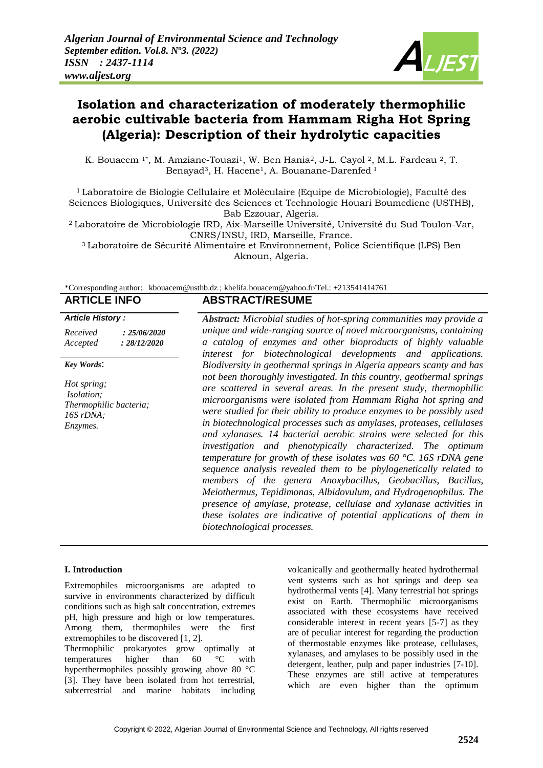# Isolation and characterization of moderately thermophilic aerobic cultivable bacteria from Hammam Righa Hot Spring (Algeria): Description of their hydrolytic capacities

K. Bouacem [1*], M. Amziane-Touazi[1], W. Ben Hania[2], J-L. Cayol [2], M.L. Fardeau [2], T. Benayad[3], H. Hacene[1], A. Bouanane-Darenfed [1]

[1] Laboratoire de Biologie Cellulaire et Moléculaire (Equipe de Microbiologie), Faculté des Sciences Biologiques, Université des Sciences et Technologie Houari Boumediene (USTHB), Bab Ezzouar, Algeria.

[2] Laboratoire de Microbiologie IRD, Aix-Marseille Université, Université du Sud Toulon-Var, CNRS/INSU, IRD, Marseille, France.

[3] Laboratoire de Sécurité Alimentaire et Environnement, Police Scientifique (LPS) Ben Aknoun, Algeria.

*Corresponding author: kbouacem@usthb.dz ; khelifa.bouacem@yahoo.fr/Tel.: +213541414761

## ARTICLE INFO

***Article History :***

*Received* *: 25/06/2020*
*Accepted* *: 28/12/2020*

***Key Words*:**

*Hot spring;*
*Isolation;*
*Thermophilic bacteria;*
*16S rDNA;*
*Enzymes.*

## ABSTRACT/RESUME

***Abstract:*** *Microbial studies of hot-spring communities may provide a unique and wide-ranging source of novel microorganisms, containing a catalog of enzymes and other bioproducts of highly valuable interest for biotechnological developments and applications. Biodiversity in geothermal springs in Algeria appears scanty and has not been thoroughly investigated. In this country, geothermal springs are scattered in several areas. In the present study, thermophilic microorganisms were isolated from Hammam Righa hot spring and were studied for their ability to produce enzymes to be possibly used in biotechnological processes such as amylases, proteases, cellulases and xylanases. 14 bacterial aerobic strains were selected for this investigation and phenotypically characterized. The optimum temperature for growth of these isolates was 60 °C. 16S rDNA gene sequence analysis revealed them to be phylogenetically related to members of the genera Anoxybacillus, Geobacillus, Bacillus, Meiothermus, Tepidimonas, Albidovulum, and Hydrogenophilus. The presence of amylase, protease, cellulase and xylanase activities in these isolates are indicative of potential applications of them in biotechnological processes.*

### I. Introduction

Extremophiles microorganisms are adapted to survive in environments characterized by difficult conditions such as high salt concentration, extremes pH, high pressure and high or low temperatures. Among them, thermophiles were the first extremophiles to be discovered [1, 2].

Thermophilic prokaryotes grow optimally at temperatures higher than 60 °C with hyperthermophiles possibly growing above 80 °C [3]. They have been isolated from hot terrestrial, subterrestrial and marine habitats including volcanically and geothermally heated hydrothermal vent systems such as hot springs and deep sea hydrothermal vents [4]. Many terrestrial hot springs exist on Earth. Thermophilic microorganisms associated with these ecosystems have received considerable interest in recent years [5-7] as they are of peculiar interest for regarding the production of thermostable enzymes like protease, cellulases, xylanases, and amylases to be possibly used in the detergent, leather, pulp and paper industries [7-10]. These enzymes are still active at temperatures which are even higher than the optimum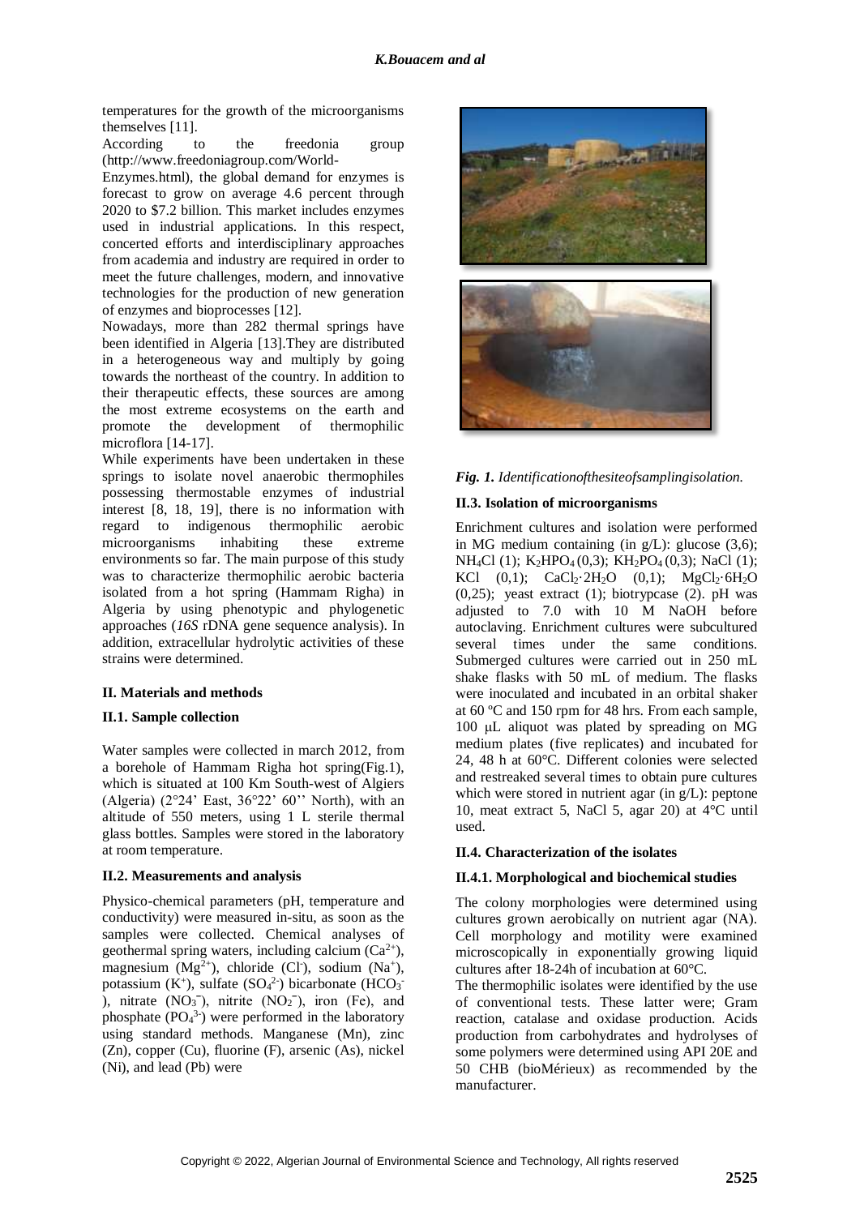temperatures for the growth of the microorganisms themselves [11].

According to the freedonia group (http://www.freedoniagroup.com/World-Enzymes.html), the global demand for enzymes is forecast to grow on average 4.6 percent through 2020 to $7.2 billion. This market includes enzymes used in industrial applications. In this respect, concerted efforts and interdisciplinary approaches from academia and industry are required in order to meet the future challenges, modern, and innovative technologies for the production of new generation of enzymes and bioprocesses [12].

Nowadays, more than 282 thermal springs have been identified in Algeria [13].They are distributed in a heterogeneous way and multiply by going towards the northeast of the country. In addition to their therapeutic effects, these sources are among the most extreme ecosystems on the earth and promote the development of thermophilic microflora [14-17].

While experiments have been undertaken in these springs to isolate novel anaerobic thermophiles possessing thermostable enzymes of industrial interest [8, 18, 19], there is no information with regard to indigenous thermophilic aerobic microorganisms inhabiting these extreme environments so far. The main purpose of this study was to characterize thermophilic aerobic bacteria isolated from a hot spring (Hammam Righa) in Algeria by using phenotypic and phylogenetic approaches (*16S* rDNA gene sequence analysis). In addition, extracellular hydrolytic activities of these strains were determined.

## II. Materials and methods

### II.1. Sample collection

Water samples were collected in march 2012, from a borehole of Hammam Righa hot spring(Fig.1), which is situated at 100 Km South-west of Algiers (Algeria) (2°24' East, 36°22' 60'' North), with an altitude of 550 meters, using 1 L sterile thermal glass bottles. Samples were stored in the laboratory at room temperature.

### II.2. Measurements and analysis

Physico-chemical parameters (pH, temperature and conductivity) were measured in-situ, as soon as the samples were collected. Chemical analyses of geothermal spring waters, including calcium ($Ca^{2+}$), magnesium ($Mg^{2+}$), chloride ($Cl^{-}$), sodium ($Na^{+}$), potassium ($K^{+}$), sulfate ($SO_4^{2-}$) bicarbonate ($HCO_3^{-}$), nitrate ($NO_3^{-}$), nitrite ($NO_2^{-}$), iron (Fe), and phosphate ($PO_4^{3-}$) were performed in the laboratory using standard methods. Manganese (Mn), zinc (Zn), copper (Cu), fluorine (F), arsenic (As), nickel (Ni), and lead (Pb) were

*Fig. 1. Identificationofthesiteofsamplingisolation.*

### II.3. Isolation of microorganisms

Enrichment cultures and isolation were performed in MG medium containing (in g/L): glucose (3,6); $NH_4Cl$ (1); $K_2HPO_4$ (0,3); $KH_2PO_4$ (0,3); NaCl (1); KCl (0,1); $CaCl_2{\cdot}2H_2O$ (0,1); $MgCl_2{\cdot}6H_2O$ (0,25); yeast extract (1); biotrypcase (2). pH was adjusted to 7.0 with 10 M NaOH before autoclaving. Enrichment cultures were subcultured several times under the same conditions. Submerged cultures were carried out in 250 mL shake flasks with 50 mL of medium. The flasks were inoculated and incubated in an orbital shaker at 60 ºC and 150 rpm for 48 hrs. From each sample, 100 μL aliquot was plated by spreading on MG medium plates (five replicates) and incubated for 24, 48 h at 60°C. Different colonies were selected and restreaked several times to obtain pure cultures which were stored in nutrient agar (in g/L): peptone 10, meat extract 5, NaCl 5, agar 20) at 4°C until used.

### II.4. Characterization of the isolates

#### II.4.1. Morphological and biochemical studies

The colony morphologies were determined using cultures grown aerobically on nutrient agar (NA). Cell morphology and motility were examined microscopically in exponentially growing liquid cultures after 18-24h of incubation at 60°C.

The thermophilic isolates were identified by the use of conventional tests. These latter were; Gram reaction, catalase and oxidase production. Acids production from carbohydrates and hydrolyses of some polymers were determined using API 20E and 50 CHB (bioMérieux) as recommended by the manufacturer.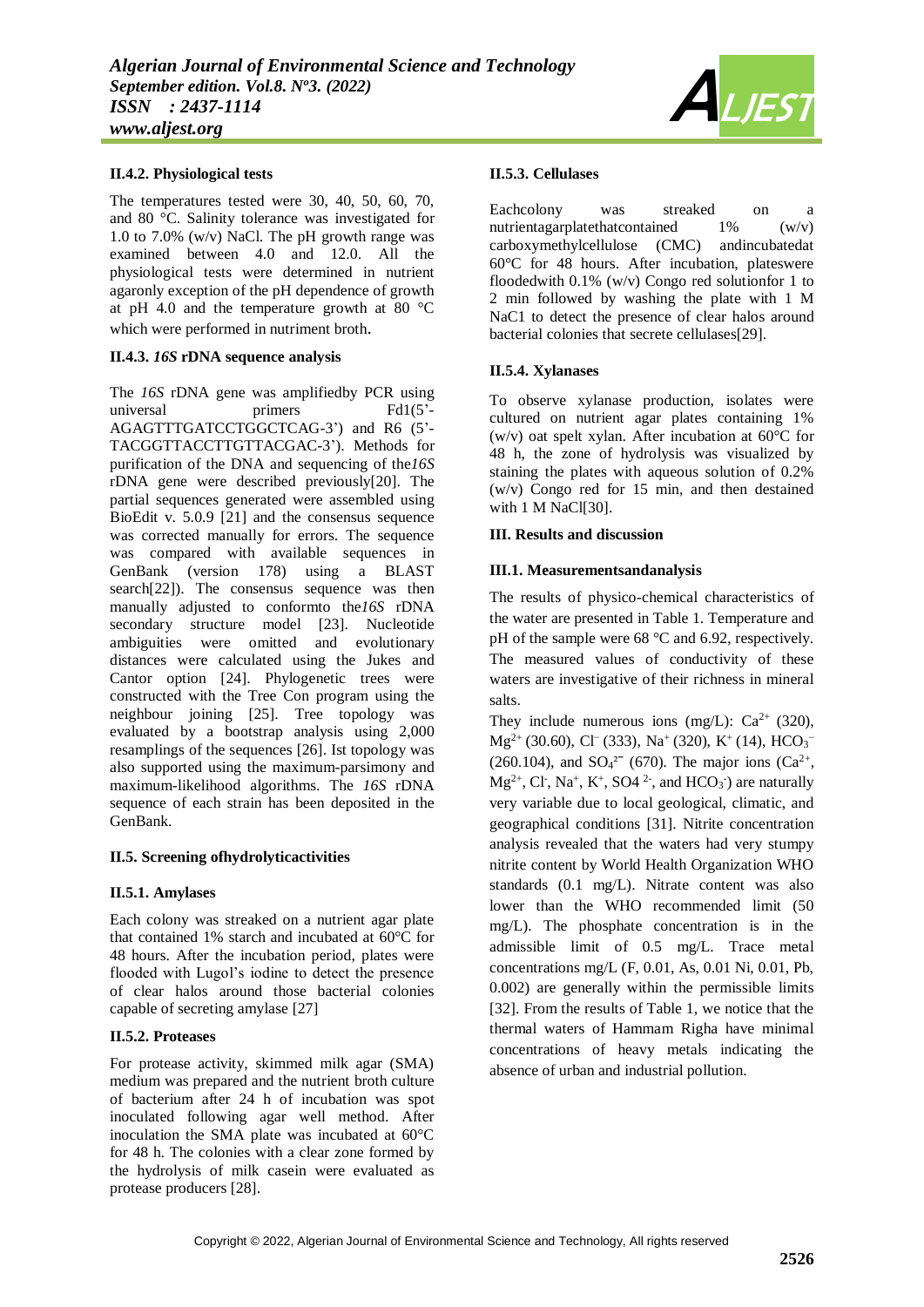#### II.4.2. Physiological tests

The temperatures tested were 30, 40, 50, 60, 70, and 80 °C. Salinity tolerance was investigated for 1.0 to 7.0% (w/v) NaCl. The pH growth range was examined between 4.0 and 12.0. All the physiological tests were determined in nutrient agaronly exception of the pH dependence of growth at pH 4.0 and the temperature growth at 80 °C which were performed in nutriment broth.

#### II.4.3. *16S* rDNA sequence analysis

The *16S* rDNA gene was amplifiedby PCR using universal primers Fd1(5'-AGAGTTTGATCCTGGCTCAG-3') and R6 (5'-TACGGTTACCTTGTTACGAC-3'). Methods for purification of the DNA and sequencing of the*16S* rDNA gene were described previously[20]. The partial sequences generated were assembled using BioEdit v. 5.0.9 [21] and the consensus sequence was corrected manually for errors. The sequence was compared with available sequences in GenBank (version 178) using a BLAST search[22]). The consensus sequence was then manually adjusted to conformto the*16S* rDNA secondary structure model [23]. Nucleotide ambiguities were omitted and evolutionary distances were calculated using the Jukes and Cantor option [24]. Phylogenetic trees were constructed with the Tree Con program using the neighbour joining [25]. Tree topology was evaluated by a bootstrap analysis using 2,000 resamplings of the sequences [26]. Ist topology was also supported using the maximum-parsimony and maximum-likelihood algorithms. The *16S* rDNA sequence of each strain has been deposited in the GenBank.

### II.5. Screening ofhydrolyticactivities

#### II.5.1. Amylases

Each colony was streaked on a nutrient agar plate that contained 1% starch and incubated at 60°C for 48 hours. After the incubation period, plates were flooded with Lugol's iodine to detect the presence of clear halos around those bacterial colonies capable of secreting amylase [27]

#### II.5.2. Proteases

For protease activity, skimmed milk agar (SMA) medium was prepared and the nutrient broth culture of bacterium after 24 h of incubation was spot inoculated following agar well method. After inoculation the SMA plate was incubated at 60°C for 48 h. The colonies with a clear zone formed by the hydrolysis of milk casein were evaluated as protease producers [28].

#### II.5.3. Cellulases

Eachcolony was streaked on a nutrientagarplatethatcontained 1% (w/v) carboxymethylcellulose (CMC) andincubatedat 60°C for 48 hours. After incubation, plateswere floodedwith 0.1% (w/v) Congo red solutionfor 1 to 2 min followed by washing the plate with 1 M NaC1 to detect the presence of clear halos around bacterial colonies that secrete cellulases[29].

#### II.5.4. Xylanases

To observe xylanase production, isolates were cultured on nutrient agar plates containing 1% (w/v) oat spelt xylan. After incubation at 60°C for 48 h, the zone of hydrolysis was visualized by staining the plates with aqueous solution of 0.2% (w/v) Congo red for 15 min, and then destained with 1 M NaCl[30].

## III. Results and discussion

### III.1. Measurementsandanalysis

The results of physico-chemical characteristics of the water are presented in Table 1. Temperature and pH of the sample were 68 °C and 6.92, respectively. The measured values of conductivity of these waters are investigative of their richness in mineral salts.

They include numerous ions (mg/L): $Ca^{2+}$ (320), $Mg^{2+}$ (30.60), $Cl^{-}$ (333), $Na^{+}$ (320), $K^{+}$ (14), $HCO_3^{-}$ (260.104), and $SO_4^{2-}$ (670). The major ions ($Ca^{2+}$, $Mg^{2+}$, $Cl^{-}$, $Na^{+}$, $K^{+}$, $SO4^{2-}$, and $HCO_3^{-}$) are naturally very variable due to local geological, climatic, and geographical conditions [31]. Nitrite concentration analysis revealed that the waters had very stumpy nitrite content by World Health Organization WHO standards (0.1 mg/L). Nitrate content was also lower than the WHO recommended limit (50 mg/L). The phosphate concentration is in the admissible limit of 0.5 mg/L. Trace metal concentrations mg/L (F, 0.01, As, 0.01 Ni, 0.01, Pb, 0.002) are generally within the permissible limits [32]. From the results of Table 1, we notice that the thermal waters of Hammam Righa have minimal concentrations of heavy metals indicating the absence of urban and industrial pollution.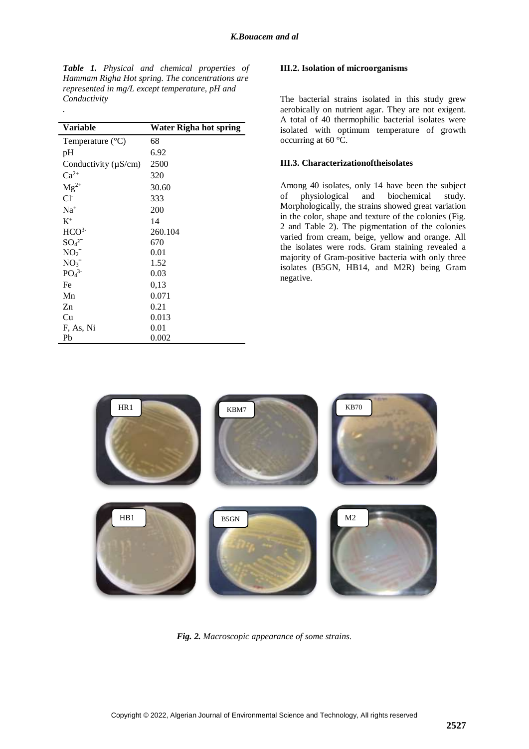***Table 1.*** *Physical and chemical properties of Hammam Righa Hot spring. The concentrations are represented in mg/L except temperature, pH and Conductivity*

.

| Variable | Water Righa hot spring |
|---|---|
| Temperature (°C) | 68 |
| pH | 6.92 |
| Conductivity (µS/cm) | 2500 |
| $Ca^{2+}$ | 320 |
| $Mg^{2+}$ | 30.60 |
| $Cl^{-}$ | 333 |
| $Na^{+}$ | 200 |
| $K^{+}$ | 14 |
| $HCO^{3-}$ | 260.104 |
| $SO_4^{2-}$ | 670 |
| $NO_2^{-}$ | 0.01 |
| $NO_3^{-}$ | 1.52 |
| $PO_4^{3-}$ | 0.03 |
| Fe | 0,13 |
| Mn | 0.071 |
| Zn | 0.21 |
| Cu | 0.013 |
| F, As, Ni | 0.01 |
| Pb | 0.002 |

### III.2. Isolation of microorganisms

The bacterial strains isolated in this study grew aerobically on nutrient agar. They are not exigent. A total of 40 thermophilic bacterial isolates were isolated with optimum temperature of growth occurring at 60 °C.

### III.3. Characterizationoftheisolates

Among 40 isolates, only 14 have been the subject of physiological and biochemical study. Morphologically, the strains showed great variation in the color, shape and texture of the colonies (Fig. 2 and Table 2). The pigmentation of the colonies varied from cream, beige, yellow and orange. All the isolates were rods. Gram staining revealed a majority of Gram-positive bacteria with only three isolates (B5GN, HB14, and M2R) being Gram negative.

HR1 KBM7 KB70

HB1 B5GN M2

*Fig. 2. Macroscopic appearance of some strains.*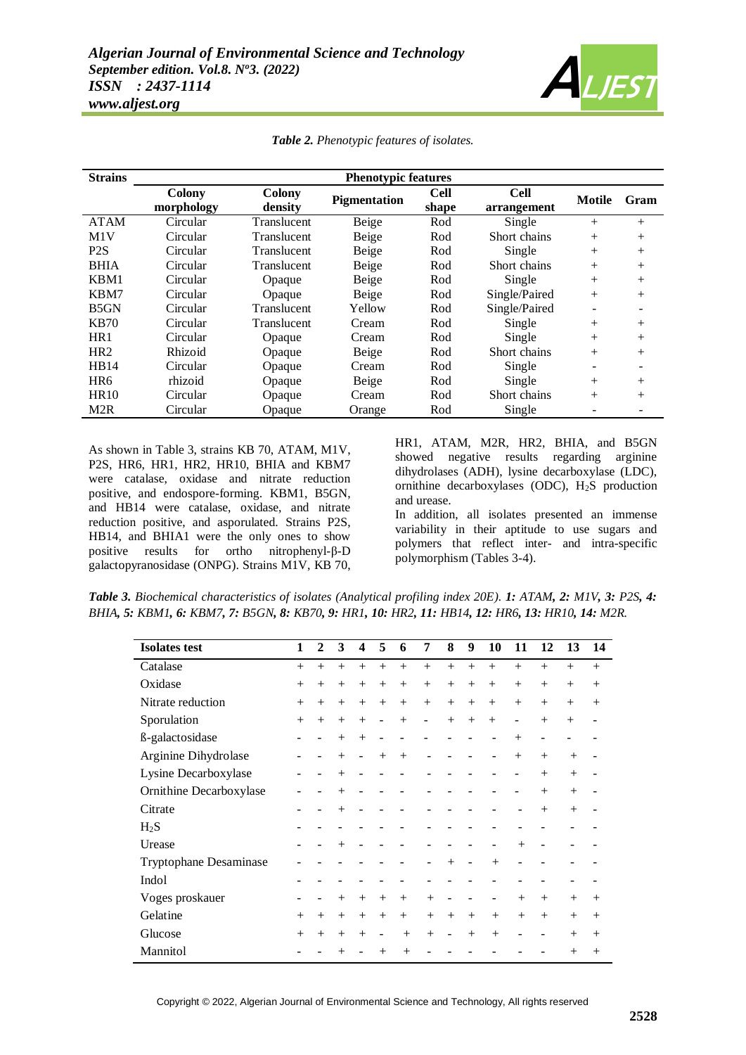*Table 2. Phenotypic features of isolates.*

| Strains | Phenotypic features | | | | | | |
|---|---|---|---|---|---|---|---|
| | Colony morphology | Colony density | Pigmentation | Cell shape | Cell arrangement | Motile | Gram |
| ATAM | Circular | Translucent | Beige | Rod | Single | + | + |
| M1V | Circular | Translucent | Beige | Rod | Short chains | + | + |
| P2S | Circular | Translucent | Beige | Rod | Single | + | + |
| BHIA | Circular | Translucent | Beige | Rod | Short chains | + | + |
| KBM1 | Circular | Opaque | Beige | Rod | Single | + | + |
| KBM7 | Circular | Opaque | Beige | Rod | Single/Paired | + | + |
| B5GN | Circular | Translucent | Yellow | Rod | Single/Paired | - | - |
| KB70 | Circular | Translucent | Cream | Rod | Single | + | + |
| HR1 | Circular | Opaque | Cream | Rod | Single | + | + |
| HR2 | Rhizoid | Opaque | Beige | Rod | Short chains | + | + |
| HB14 | Circular | Opaque | Cream | Rod | Single | - | - |
| HR6 | rhizoid | Opaque | Beige | Rod | Single | + | + |
| HR10 | Circular | Opaque | Cream | Rod | Short chains | + | + |
| M2R | Circular | Opaque | Orange | Rod | Single | - | - |

As shown in Table 3, strains KB 70, ATAM, M1V, P2S, HR6, HR1, HR2, HR10, BHIA and KBM7 were catalase, oxidase and nitrate reduction positive, and endospore-forming. KBM1, B5GN, and HB14 were catalase, oxidase, and nitrate reduction positive, and asporulated. Strains P2S, HB14, and BHIA1 were the only ones to show positive results for ortho nitrophenyl-β-D galactopyranosidase (ONPG). Strains M1V, KB 70, HR1, ATAM, M2R, HR2, BHIA, and B5GN showed negative results regarding arginine dihydrolases (ADH), lysine decarboxylase (LDC), ornithine decarboxylases (ODC), $H_2S$ production and urease.

In addition, all isolates presented an immense variability in their aptitude to use sugars and polymers that reflect inter- and intra-specific polymorphism (Tables 3-4).

***Table 3.** Biochemical characteristics of isolates (Analytical profiling index 20E). **1:** ATAM, **2:** M1V, **3:** P2S, **4:** BHIA, **5:** KBM1, **6:** KBM7, **7:** B5GN, **8:** KB70, **9:** HR1, **10:** HR2, **11:** HB14, **12:** HR6, **13:** HR10, **14:** M2R.*

| Isolates test | 1 | 2 | 3 | 4 | 5 | 6 | 7 | 8 | 9 | 10 | 11 | 12 | 13 | 14 |
|---|---|---|---|---|---|---|---|---|---|---|---|---|---|---|
| Catalase | + | + | + | + | + | + | + | + | + | + | + | + | + | + |
| Oxidase | + | + | + | + | + | + | + | + | + | + | + | + | + | + |
| Nitrate reduction | + | + | + | + | + | + | + | + | + | + | + | + | + | + |
| Sporulation | + | + | + | + | - | + | - | + | + | + | - | + | + | - |
| ß-galactosidase | - | - | + | + | - | - | - | - | - | - | + | - | - | - |
| Arginine Dihydrolase | - | - | + | - | + | + | - | - | - | - | + | + | + | - |
| Lysine Decarboxylase | - | - | + | - | - | - | - | - | - | - | - | + | + | - |
| Ornithine Decarboxylase | - | - | + | - | - | - | - | - | - | - | - | + | + | - |
| Citrate | - | - | + | - | - | - | - | - | - | - | - | + | + | - |
| $H_2S$ | - | - | - | - | - | - | - | - | - | - | - | - | - | - |
| Urease | - | - | + | - | - | - | - | - | - | - | + | - | - | - |
| Tryptophane Desaminase | - | - | - | - | - | - | - | - | + | - | + | - | - | - |
| Indol | - | - | - | - | - | - | - | - | - | - | - | - | - | - |
| Voges proskauer | - | - | + | + | + | + | + | - | - | - | + | + | + | + |
| Gelatine | + | + | + | + | + | + | + | + | + | + | + | + | + | + |
| Glucose | + | + | + | + | - | + | + | - | + | + | - | - | + | + |
| Mannitol | - | - | + | - | + | + | - | - | - | - | - | - | + | + |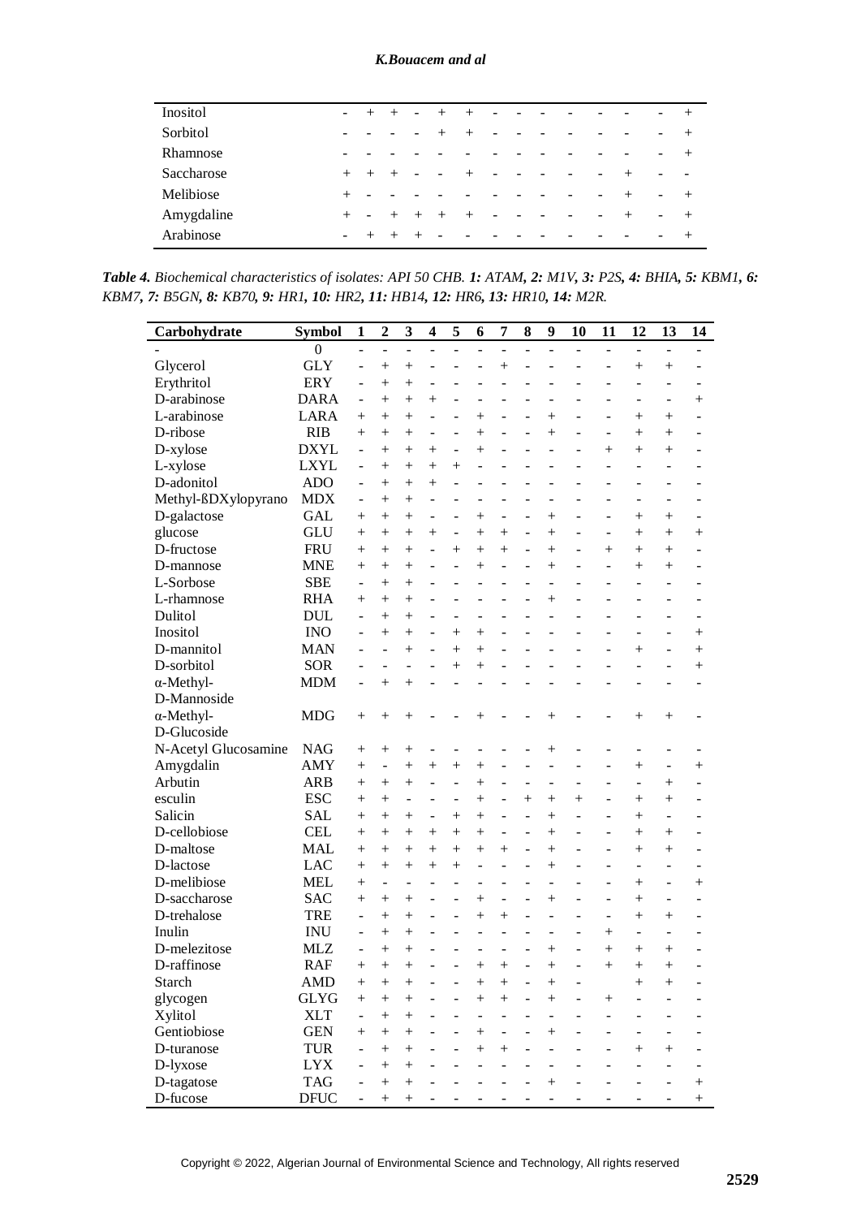| | | | | | | | | | | | | | | |
|---|---|---|---|---|---|---|---|---|---|---|---|---|---|---|
| Inositol | - | + | + | - | + | + | - | - | - | - | - | - | - | + |
| Sorbitol | - | - | - | - | + | + | - | - | - | - | - | - | - | + |
| Rhamnose | - | - | - | - | - | - | - | - | - | - | - | - | - | + |
| Saccharose | + | + | + | - | - | + | - | - | - | - | - | + | - | - |
| Melibiose | + | - | - | - | - | - | - | - | - | - | - | + | - | + |
| Amygdaline | + | - | + | + | + | + | - | - | - | - | - | + | - | + |
| Arabinose | - | + | + | + | - | - | - | - | - | - | - | - | - | + |

***Table 4.** Biochemical characteristics of isolates: API 50 CHB. **1:** ATAM, **2:** M1V, **3:** P2S, **4:** BHIA, **5:** KBM1, **6:** KBM7, **7:** B5GN, **8:** KB70, **9:** HR1, **10:** HR2, **11:** HB14, **12:** HR6, **13:** HR10, **14:** M2R.*

| Carbohydrate | Symbol | 1 | 2 | 3 | 4 | 5 | 6 | 7 | 8 | 9 | 10 | 11 | 12 | 13 | 14 |
|---|---|---|---|---|---|---|---|---|---|---|---|---|---|---|---|
| - | 0 | - | - | - | - | - | - | - | - | - | - | - | - | - | - |
| Glycerol | GLY | - | + | + | - | - | - | + | - | - | - | - | + | + | - |
| Erythritol | ERY | - | + | + | - | - | - | - | - | - | - | - | - | - | - |
| D-arabinose | DARA | - | + | + | + | - | - | - | - | - | - | - | - | - | + |
| L-arabinose | LARA | + | + | + | - | - | + | - | - | + | - | - | + | + | - |
| D-ribose | RIB | + | + | + | - | - | + | - | - | + | - | - | + | + | - |
| D-xylose | DXYL | - | + | + | + | - | + | - | - | - | - | + | + | + | - |
| L-xylose | LXYL | - | + | + | + | + | - | - | - | - | - | - | - | - | - |
| D-adonitol | ADO | - | + | + | + | - | - | - | - | - | - | - | - | - | - |
| Methyl-ßDXylopyrano | MDX | - | + | + | - | - | - | - | - | - | - | - | - | - | - |
| D-galactose | GAL | + | + | + | - | - | + | - | - | + | - | - | + | + | - |
| glucose | GLU | + | + | + | + | - | + | + | - | + | - | - | + | + | + |
| D-fructose | FRU | + | + | + | - | + | + | + | - | + | - | + | + | + | - |
| D-mannose | MNE | + | + | + | - | - | + | - | - | + | - | - | + | + | - |
| L-Sorbose | SBE | - | + | + | - | - | - | - | - | - | - | - | - | - | - |
| L-rhamnose | RHA | + | + | + | - | - | - | - | - | + | - | - | - | - | - |
| Dulitol | DUL | - | + | + | - | - | - | - | - | - | - | - | - | - | - |
| Inositol | INO | - | + | + | - | + | + | - | - | - | - | - | - | - | + |
| D-mannitol | MAN | - | - | + | - | + | + | - | - | - | - | - | + | - | + |
| D-sorbitol | SOR | - | - | - | - | + | + | - | - | - | - | - | - | - | + |
| α-Methyl-D-Mannoside | MDM | - | + | + | - | - | - | - | - | - | - | - | - | - | - |
| α-Methyl-D-Glucoside | MDG | + | + | + | - | - | + | - | - | + | - | - | + | + | - |
| N-Acetyl Glucosamine | NAG | + | + | + | - | - | - | - | - | + | - | - | - | - | - |
| Amygdalin | AMY | + | - | + | + | + | + | - | - | - | - | - | + | - | + |
| Arbutin | ARB | + | + | + | - | - | + | - | - | - | - | - | - | + | - |
| esculin | ESC | + | + | - | - | - | + | - | + | + | + | - | + | + | - |
| Salicin | SAL | + | + | + | - | + | + | - | - | + | - | - | + | - | - |
| D-cellobiose | CEL | + | + | + | + | + | + | - | - | + | - | - | + | + | - |
| D-maltose | MAL | + | + | + | + | + | + | + | - | + | - | - | + | + | - |
| D-lactose | LAC | + | + | + | + | + | - | - | - | + | - | - | - | - | - |
| D-melibiose | MEL | + | - | - | - | - | - | - | - | - | - | - | + | - | + |
| D-saccharose | SAC | + | + | + | - | - | + | - | - | + | - | - | + | - | - |
| D-trehalose | TRE | - | + | + | - | - | + | + | - | - | - | - | + | + | - |
| Inulin | INU | - | + | + | - | - | - | - | - | - | - | + | - | - | - |
| D-melezitose | MLZ | - | + | + | - | - | - | - | - | + | - | + | + | + | - |
| D-raffinose | RAF | + | + | + | - | - | + | + | - | + | - | + | + | + | - |
| Starch | AMD | + | + | + | - | - | + | + | - | + | - | | + | + | - |
| glycogen | GLYG | + | + | + | - | - | + | + | - | + | - | + | - | - | - |
| Xylitol | XLT | - | + | + | - | - | - | - | - | - | - | - | - | - | - |
| Gentiobiose | GEN | + | + | + | - | - | + | - | - | + | - | - | - | - | - |
| D-turanose | TUR | - | + | + | - | - | + | + | - | - | - | - | + | + | - |
| D-lyxose | LYX | - | + | + | - | - | - | - | - | - | - | - | - | - | - |
| D-tagatose | TAG | - | + | + | - | - | - | - | - | + | - | - | - | - | + |
| D-fucose | DFUC | - | + | + | - | - | - | - | - | - | - | - | - | - | + |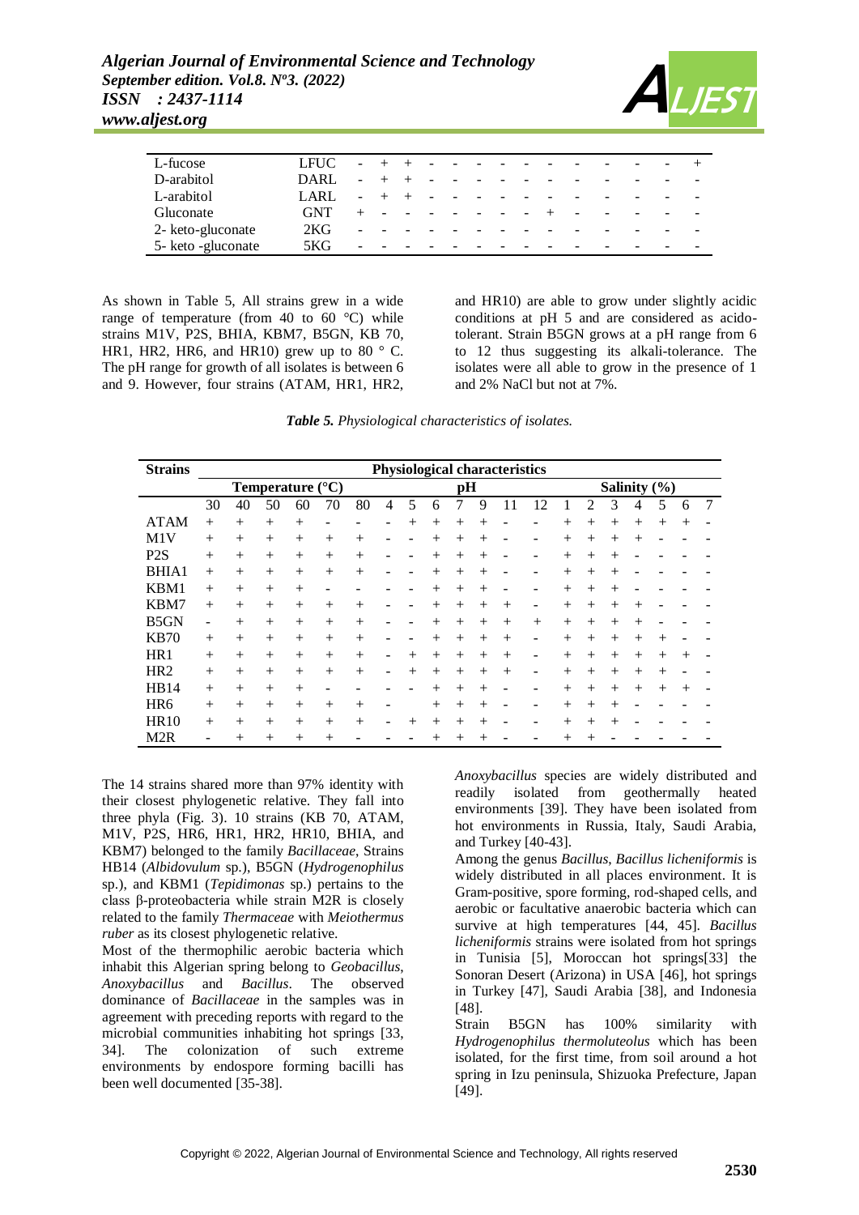| L-fucose | LFUC | - | + | + | - | - | - | - | - | - | - | - | - | - | + |
|---|---|---|---|---|---|---|---|---|---|---|---|---|---|---|---|
| D-arabitol | DARL | - | + | + | - | - | - | - | - | - | - | - | - | - | - |
| L-arabitol | LARL | - | + | + | - | - | - | - | - | - | - | - | - | - | - |
| Gluconate | GNT | + | - | - | - | - | - | - | - | - | + | - | - | - | - |
| 2- keto-gluconate | 2KG | - | - | - | - | - | - | - | - | - | - | - | - | - | - |
| 5- keto -gluconate | 5KG | - | - | - | - | - | - | - | - | - | - | - | - | - | - |

As shown in Table 5, All strains grew in a wide range of temperature (from 40 to 60 °C) while strains M1V, P2S, BHIA, KBM7, B5GN, KB 70, HR1, HR2, HR6, and HR10) grew up to 80 ° C. The pH range for growth of all isolates is between 6 and 9. However, four strains (ATAM, HR1, HR2, and HR10) are able to grow under slightly acidic conditions at pH 5 and are considered as acido-tolerant. Strain B5GN grows at a pH range from 6 to 12 thus suggesting its alkali-tolerance. The isolates were all able to grow in the presence of 1 and 2% NaCl but not at 7%.

***Table 5.** Physiological characteristics of isolates.*

| Strains | Physiological characteristics | | | | | | | | | | | | | | | | | | | |
|---|---|---|---|---|---|---|---|---|---|---|---|---|---|---|---|---|---|---|---|---|
| | Temperature (°C) | | | | | | pH | | | | | | | Salinity (%) | | | | | | |
| | 30 | 40 | 50 | 60 | 70 | 80 | 4 | 5 | 6 | 7 | 9 | 11 | 12 | 1 | 2 | 3 | 4 | 5 | 6 | 7 |
| ATAM | + | + | + | + | - | - | - | + | + | + | + | - | - | + | + | + | + | + | + | - |
| M1V | + | + | + | + | + | + | - | - | + | + | + | - | - | + | + | + | + | - | - | - |
| P2S | + | + | + | + | + | + | - | - | + | + | + | - | - | + | + | + | - | - | - | - |
| BHIA1 | + | + | + | + | + | + | - | - | + | + | + | - | - | + | + | + | - | - | - | - |
| KBM1 | + | + | + | + | - | - | - | - | + | + | + | - | - | + | + | + | - | - | - | - |
| KBM7 | + | + | + | + | + | + | - | - | + | + | + | + | - | + | + | + | + | - | - | - |
| B5GN | - | + | + | + | + | + | - | - | + | + | + | + | + | + | + | + | + | - | - | - |
| KB70 | + | + | + | + | + | + | - | - | + | + | + | + | - | + | + | + | + | + | - | - |
| HR1 | + | + | + | + | + | + | - | + | + | + | + | + | - | + | + | + | + | + | + | - |
| HR2 | + | + | + | + | + | + | - | + | + | + | + | + | - | + | + | + | + | + | - | - |
| HB14 | + | + | + | + | - | - | - | - | + | + | + | - | - | + | + | + | + | + | + | - |
| HR6 | + | + | + | + | + | + | - | | + | + | + | - | - | + | + | + | - | - | - | - |
| HR10 | + | + | + | + | + | + | - | + | + | + | + | - | - | + | + | + | - | - | - | - |
| M2R | - | + | + | + | + | - | - | - | + | + | + | - | - | + | + | - | - | - | - | - |

The 14 strains shared more than 97% identity with their closest phylogenetic relative. They fall into three phyla (Fig. 3). 10 strains (KB 70, ATAM, M1V, P2S, HR6, HR1, HR2, HR10, BHIA, and KBM7) belonged to the family *Bacillaceae*, Strains HB14 (*Albidovulum* sp.), B5GN (*Hydrogenophilus* sp.), and KBM1 (*Tepidimonas* sp.) pertains to the class β-proteobacteria while strain M2R is closely related to the family *Thermaceae* with *Meiothermus ruber* as its closest phylogenetic relative.

Most of the thermophilic aerobic bacteria which inhabit this Algerian spring belong to *Geobacillus*, *Anoxybacillus* and *Bacillus*. The observed dominance of *Bacillaceae* in the samples was in agreement with preceding reports with regard to the microbial communities inhabiting hot springs [33, 34]. The colonization of such extreme environments by endospore forming bacilli has been well documented [35-38].

*Anoxybacillus* species are widely distributed and readily isolated from geothermally heated environments [39]. They have been isolated from hot environments in Russia, Italy, Saudi Arabia, and Turkey [40-43].

Among the genus *Bacillus*, *Bacillus licheniformis* is widely distributed in all places environment. It is Gram-positive, spore forming, rod-shaped cells, and aerobic or facultative anaerobic bacteria which can survive at high temperatures [44, 45]. *Bacillus licheniformis* strains were isolated from hot springs in Tunisia [5], Moroccan hot springs[33] the Sonoran Desert (Arizona) in USA [46], hot springs in Turkey [47], Saudi Arabia [38], and Indonesia [48].

Strain B5GN has 100% similarity with *Hydrogenophilus thermoluteolus* which has been isolated, for the first time, from soil around a hot spring in Izu peninsula, Shizuoka Prefecture, Japan [49].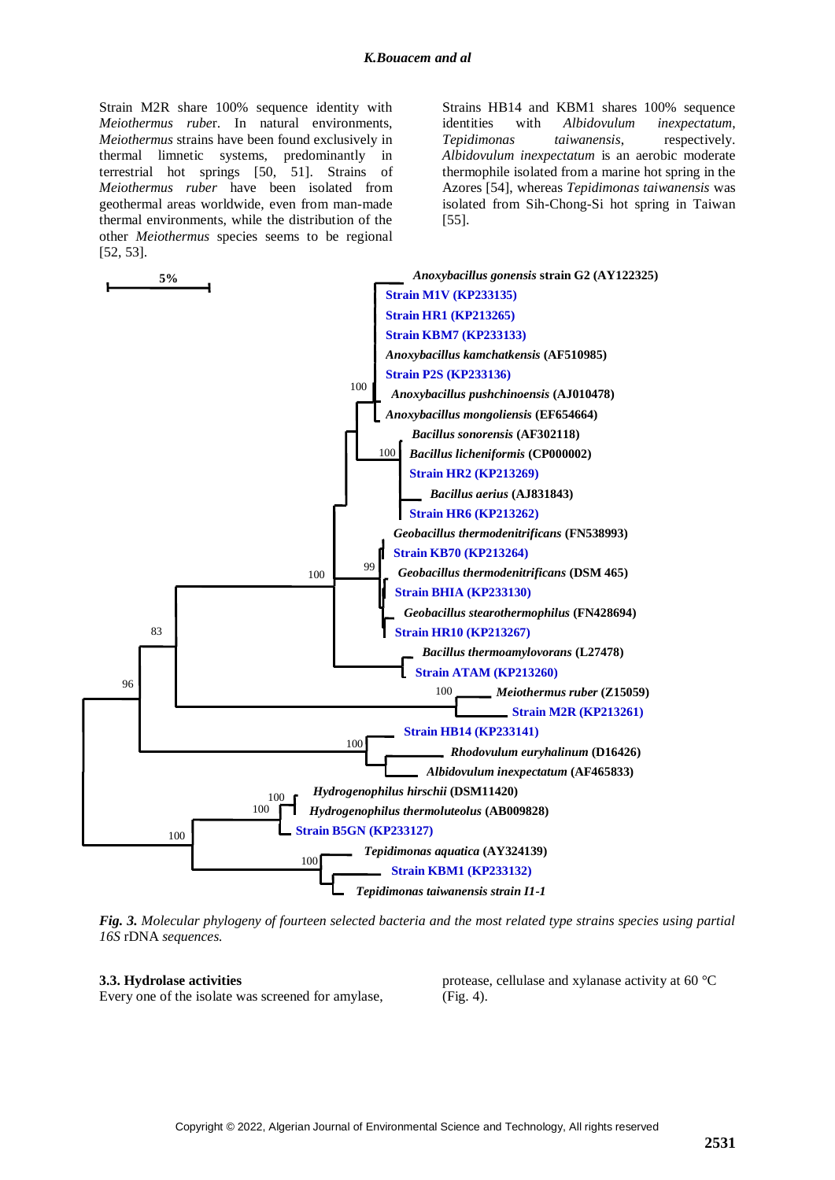Strain M2R share 100% sequence identity with *Meiothermus rube*r. In natural environments, *Meiothermus* strains have been found exclusively in thermal limnetic systems, predominantly in terrestrial hot springs [50, 51]. Strains of *Meiothermus ruber* have been isolated from geothermal areas worldwide, even from man-made thermal environments, while the distribution of the other *Meiothermus* species seems to be regional [52, 53].

Strains HB14 and KBM1 shares 100% sequence identities with *Albidovulum inexpectatum*, *Tepidimonas taiwanensis*, respectively. *Albidovulum inexpectatum* is an aerobic moderate thermophile isolated from a marine hot spring in the Azores [54], whereas *Tepidimonas taiwanensis* was isolated from Sih-Chong-Si hot spring in Taiwan [55].

*Fig. 3. Molecular phylogeny of fourteen selected bacteria and the most related type strains species using partial 16S* rDNA *sequences.*

### 3.3. Hydrolase activities

Every one of the isolate was screened for amylase, protease, cellulase and xylanase activity at 60 °C (Fig. 4).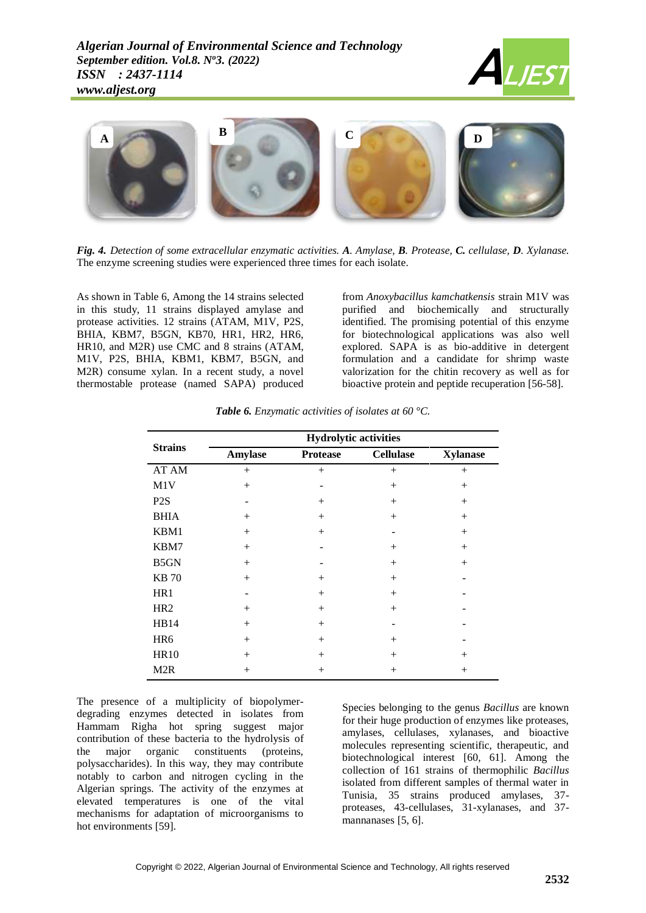*Fig. 4. Detection of some extracellular enzymatic activities.* ***A****. Amylase,* ***B****. Protease,* ***C.*** *cellulase,* ***D****. Xylanase.* The enzyme screening studies were experienced three times for each isolate.

As shown in Table 6, Among the 14 strains selected in this study, 11 strains displayed amylase and protease activities. 12 strains (ATAM, M1V, P2S, BHIA, KBM7, B5GN, KB70, HR1, HR2, HR6, HR10, and M2R) use CMC and 8 strains (ATAM, M1V, P2S, BHIA, KBM1, KBM7, B5GN, and M2R) consume xylan. In a recent study, a novel thermostable protease (named SAPA) produced from *Anoxybacillus kamchatkensis* strain M1V was purified and biochemically and structurally identified. The promising potential of this enzyme for biotechnological applications was also well explored. SAPA is as bio-additive in detergent formulation and a candidate for shrimp waste valorization for the chitin recovery as well as for bioactive protein and peptide recuperation [56-58].

***Table 6.*** *Enzymatic activities of isolates at 60 °C.*

| Strains | Hydrolytic activities | | | |
|---|---|---|---|---|
| | Amylase | Protease | Cellulase | Xylanase |
| AT AM | + | + | + | + |
| M1V | + | - | + | + |
| P2S | - | + | + | + |
| BHIA | + | + | + | + |
| KBM1 | + | + | - | + |
| KBM7 | + | - | + | + |
| B5GN | + | - | + | + |
| KB 70 | + | + | + | - |
| HR1 | - | + | + | - |
| HR2 | + | + | + | - |
| HB14 | + | + | - | - |
| HR6 | + | + | + | - |
| HR10 | + | + | + | + |
| M2R | + | + | + | + |

The presence of a multiplicity of biopolymer-degrading enzymes detected in isolates from Hammam Righa hot spring suggest major contribution of these bacteria to the hydrolysis of the major organic constituents (proteins, polysaccharides). In this way, they may contribute notably to carbon and nitrogen cycling in the Algerian springs. The activity of the enzymes at elevated temperatures is one of the vital mechanisms for adaptation of microorganisms to hot environments [59].

Species belonging to the genus *Bacillus* are known for their huge production of enzymes like proteases, amylases, cellulases, xylanases, and bioactive molecules representing scientific, therapeutic, and biotechnological interest [60, 61]. Among the collection of 161 strains of thermophilic *Bacillus* isolated from different samples of thermal water in Tunisia, 35 strains produced amylases, 37-proteases, 43-cellulases, 31-xylanases, and 37-mannanases [5, 6].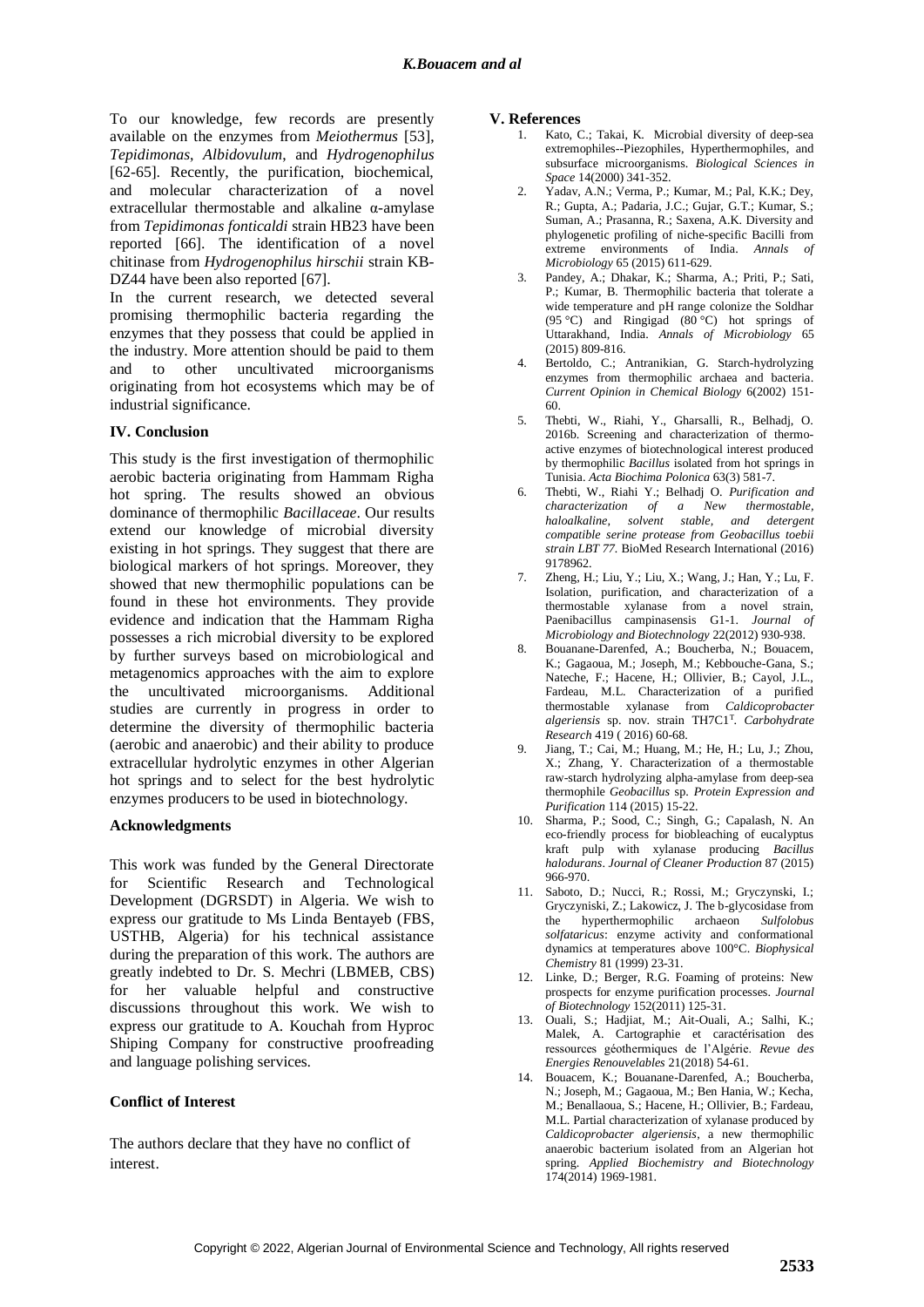To our knowledge, few records are presently available on the enzymes from *Meiothermus* [53], *Tepidimonas*, *Albidovulum*, and *Hydrogenophilus* [62-65]. Recently, the purification, biochemical, and molecular characterization of a novel extracellular thermostable and alkaline α-amylase from *Tepidimonas fonticaldi* strain HB23 have been reported [66]. The identification of a novel chitinase from *Hydrogenophilus hirschii* strain KB-DZ44 have been also reported [67].

In the current research, we detected several promising thermophilic bacteria regarding the enzymes that they possess that could be applied in the industry. More attention should be paid to them and to other uncultivated microorganisms originating from hot ecosystems which may be of industrial significance.

## IV. Conclusion

This study is the first investigation of thermophilic aerobic bacteria originating from Hammam Righa hot spring. The results showed an obvious dominance of thermophilic *Bacillaceae*. Our results extend our knowledge of microbial diversity existing in hot springs. They suggest that there are biological markers of hot springs. Moreover, they showed that new thermophilic populations can be found in these hot environments. They provide evidence and indication that the Hammam Righa possesses a rich microbial diversity to be explored by further surveys based on microbiological and metagenomics approaches with the aim to explore the uncultivated microorganisms. Additional studies are currently in progress in order to determine the diversity of thermophilic bacteria (aerobic and anaerobic) and their ability to produce extracellular hydrolytic enzymes in other Algerian hot springs and to select for the best hydrolytic enzymes producers to be used in biotechnology.

### Acknowledgments

This work was funded by the General Directorate for Scientific Research and Technological Development (DGRSDT) in Algeria. We wish to express our gratitude to Ms Linda Bentayeb (FBS, USTHB, Algeria) for his technical assistance during the preparation of this work. The authors are greatly indebted to Dr. S. Mechri (LBMEB, CBS) for her valuable helpful and constructive discussions throughout this work. We wish to express our gratitude to A. Kouchah from Hyproc Shiping Company for constructive proofreading and language polishing services.

### Conflict of Interest

The authors declare that they have no conflict of interest.

## V. References

1. Kato, C.; Takai, K. Microbial diversity of deep-sea extremophiles--Piezophiles, Hyperthermophiles, and subsurface microorganisms. *Biological Sciences in Space* 14(2000) 341-352.
2. Yadav, A.N.; Verma, P.; Kumar, M.; Pal, K.K.; Dey, R.; Gupta, A.; Padaria, J.C.; Gujar, G.T.; Kumar, S.; Suman, A.; Prasanna, R.; Saxena, A.K. Diversity and phylogenetic profiling of niche-specific Bacilli from extreme environments of India. *Annals of Microbiology* 65 (2015) 611-629.
3. Pandey, A.; Dhakar, K.; Sharma, A.; Priti, P.; Sati, P.; Kumar, B. Thermophilic bacteria that tolerate a wide temperature and pH range colonize the Soldhar (95 °C) and Ringigad (80 °C) hot springs of Uttarakhand, India. *Annals of Microbiology* 65 (2015) 809-816.
4. Bertoldo, C.; Antranikian, G. Starch-hydrolyzing enzymes from thermophilic archaea and bacteria. *Current Opinion in Chemical Biology* 6(2002) 151-60.
5. Thebti, W., Riahi, Y., Gharsalli, R., Belhadj, O. 2016b. Screening and characterization of thermo-active enzymes of biotechnological interest produced by thermophilic *Bacillus* isolated from hot springs in Tunisia. *Acta Biochima Polonica* 63(3) 581-7.
6. Thebti, W., Riahi Y.; Belhadj O. *Purification and characterization of a New thermostable, haloalkaline, solvent stable, and detergent compatible serine protease from Geobacillus toebii strain LBT 77*. BioMed Research International (2016) 9178962.
7. Zheng, H.; Liu, Y.; Liu, X.; Wang, J.; Han, Y.; Lu, F. Isolation, purification, and characterization of a thermostable xylanase from a novel strain, Paenibacillus campinasensis G1-1. *Journal of Microbiology and Biotechnology* 22(2012) 930-938.
8. Bouanane-Darenfed, A.; Boucherba, N.; Bouacem, K.; Gagaoua, M.; Joseph, M.; Kebbouche-Gana, S.; Nateche, F.; Hacene, H.; Ollivier, B.; Cayol, J.L., Fardeau, M.L. Characterization of a purified thermostable xylanase from *Caldicoprobacter algeriensis* sp. nov. strain TH7C1$^T$. *Carbohydrate Research* 419 ( 2016) 60-68.
9. Jiang, T.; Cai, M.; Huang, M.; He, H.; Lu, J.; Zhou, X.; Zhang, Y. Characterization of a thermostable raw-starch hydrolyzing alpha-amylase from deep-sea thermophile *Geobacillus* sp. *Protein Expression and Purification* 114 (2015) 15-22.
10. Sharma, P.; Sood, C.; Singh, G.; Capalash, N. An eco-friendly process for biobleaching of eucalyptus kraft pulp with xylanase producing *Bacillus halodurans*. *Journal of Cleaner Production* 87 (2015) 966-970.
11. Saboto, D.; Nucci, R.; Rossi, M.; Gryczynski, I.; Gryczyniski, Z.; Lakowicz, J. The b-glycosidase from the hyperthermophilic archaeon *Sulfolobus solfataricus*: enzyme activity and conformational dynamics at temperatures above 100°C. *Biophysical Chemistry* 81 (1999) 23-31.
12. Linke, D.; Berger, R.G. Foaming of proteins: New prospects for enzyme purification processes. *Journal of Biotechnology* 152(2011) 125-31.
13. Ouali, S.; Hadjiat, M.; Ait-Ouali, A.; Salhi, K.; Malek, A. Cartographie et caractérisation des ressources géothermiques de l'Algérie. *Revue des Energies Renouvelables* 21(2018) 54-61.
14. Bouacem, K.; Bouanane-Darenfed, A.; Boucherba, N.; Joseph, M.; Gagaoua, M.; Ben Hania, W.; Kecha, M.; Benallaoua, S.; Hacene, H.; Ollivier, B.; Fardeau, M.L. Partial characterization of xylanase produced by *Caldicoprobacter algeriensis*, a new thermophilic anaerobic bacterium isolated from an Algerian hot spring. *Applied Biochemistry and Biotechnology* 174(2014) 1969-1981.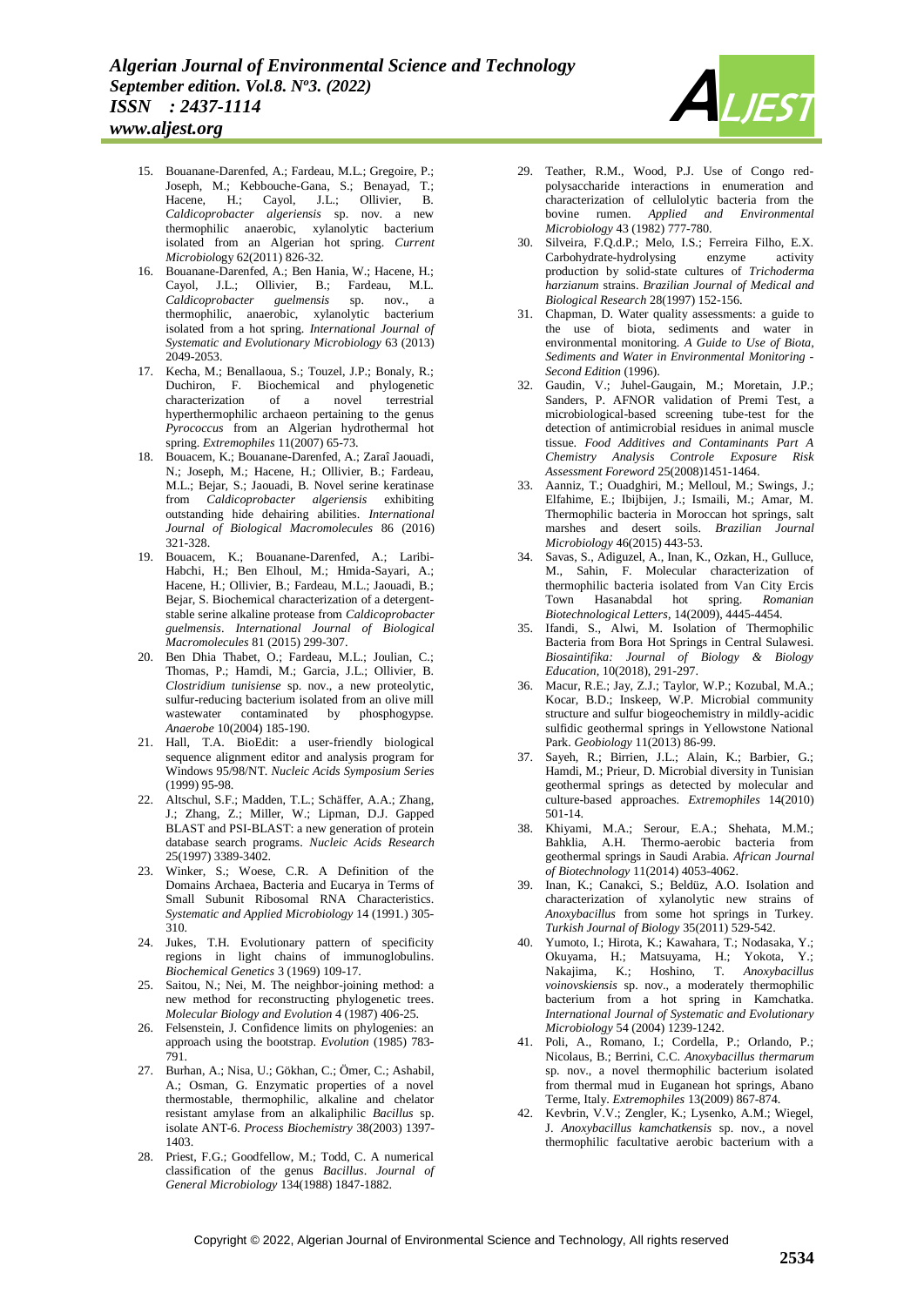15. Bouanane-Darenfed, A.; Fardeau, M.L.; Gregoire, P.; Joseph, M.; Kebbouche-Gana, S.; Benayad, T.; Hacene, H.; Cayol, J.L.; Ollivier, B. *Caldicoprobacter algeriensis* sp. nov. a new thermophilic anaerobic, xylanolytic bacterium isolated from an Algerian hot spring. *Current Microbiology* 62(2011) 826-32.
16. Bouanane-Darenfed, A.; Ben Hania, W.; Hacene, H.; Cayol, J.L.; Ollivier, B.; Fardeau, M.L. *Caldicoprobacter guelmensis* sp. nov., a thermophilic, anaerobic, xylanolytic bacterium isolated from a hot spring. *International Journal of Systematic and Evolutionary Microbiology* 63 (2013) 2049-2053.
17. Kecha, M.; Benallaoua, S.; Touzel, J.P.; Bonaly, R.; Duchiron, F. Biochemical and phylogenetic characterization of a novel terrestrial hyperthermophilic archaeon pertaining to the genus *Pyrococcus* from an Algerian hydrothermal hot spring. *Extremophiles* 11(2007) 65-73.
18. Bouacem, K.; Bouanane-Darenfed, A.; Zaraî Jaouadi, N.; Joseph, M.; Hacene, H.; Ollivier, B.; Fardeau, M.L.; Bejar, S.; Jaouadi, B. Novel serine keratinase from *Caldicoprobacter algeriensis* exhibiting outstanding hide dehairing abilities. *International Journal of Biological Macromolecules* 86 (2016) 321-328.
19. Bouacem, K.; Bouanane-Darenfed, A.; Laribi-Habchi, H.; Ben Elhoul, M.; Hmida-Sayari, A.; Hacene, H.; Ollivier, B.; Fardeau, M.L.; Jaouadi, B.; Bejar, S. Biochemical characterization of a detergent-stable serine alkaline protease from *Caldicoprobacter guelmensis*. *International Journal of Biological Macromolecules* 81 (2015) 299-307.
20. Ben Dhia Thabet, O.; Fardeau, M.L.; Joulian, C.; Thomas, P.; Hamdi, M.; Garcia, J.L.; Ollivier, B. *Clostridium tunisiense* sp. nov., a new proteolytic, sulfur-reducing bacterium isolated from an olive mill wastewater contaminated by phosphogypse. *Anaerobe* 10(2004) 185-190.
21. Hall, T.A. BioEdit: a user-friendly biological sequence alignment editor and analysis program for Windows 95/98/NT. *Nucleic Acids Symposium Series* (1999) 95-98.
22. Altschul, S.F.; Madden, T.L.; Schäffer, A.A.; Zhang, J.; Zhang, Z.; Miller, W.; Lipman, D.J. Gapped BLAST and PSI-BLAST: a new generation of protein database search programs. *Nucleic Acids Research* 25(1997) 3389-3402.
23. Winker, S.; Woese, C.R. A Definition of the Domains Archaea, Bacteria and Eucarya in Terms of Small Subunit Ribosomal RNA Characteristics. *Systematic and Applied Microbiology* 14 (1991.) 305-310.
24. Jukes, T.H. Evolutionary pattern of specificity regions in light chains of immunoglobulins. *Biochemical Genetics* 3 (1969) 109-17.
25. Saitou, N.; Nei, M. The neighbor-joining method: a new method for reconstructing phylogenetic trees. *Molecular Biology and Evolution* 4 (1987) 406-25.
26. Felsenstein, J. Confidence limits on phylogenies: an approach using the bootstrap. *Evolution* (1985) 783-791.
27. Burhan, A.; Nisa, U.; Gökhan, C.; Ömer, C.; Ashabil, A.; Osman, G. Enzymatic properties of a novel thermostable, thermophilic, alkaline and chelator resistant amylase from an alkaliphilic *Bacillus* sp. isolate ANT-6. *Process Biochemistry* 38(2003) 1397-1403.
28. Priest, F.G.; Goodfellow, M.; Todd, C. A numerical classification of the genus *Bacillus*. *Journal of General Microbiology* 134(1988) 1847-1882.
29. Teather, R.M., Wood, P.J. Use of Congo red-polysaccharide interactions in enumeration and characterization of cellulolytic bacteria from the bovine rumen. *Applied and Environmental Microbiology* 43 (1982) 777-780.
30. Silveira, F.Q.d.P.; Melo, I.S.; Ferreira Filho, E.X. Carbohydrate-hydrolysing enzyme activity production by solid-state cultures of *Trichoderma harzianum* strains. *Brazilian Journal of Medical and Biological Research* 28(1997) 152-156.
31. Chapman, D. Water quality assessments: a guide to the use of biota, sediments and water in environmental monitoring. *A Guide to Use of Biota, Sediments and Water in Environmental Monitoring - Second Edition* (1996).
32. Gaudin, V.; Juhel-Gaugain, M.; Moretain, J.P.; Sanders, P. AFNOR validation of Premi Test, a microbiological-based screening tube-test for the detection of antimicrobial residues in animal muscle tissue. *Food Additives and Contaminants Part A Chemistry Analysis Controle Exposure Risk Assessment Foreword* 25(2008)1451-1464.
33. Aanniz, T.; Ouadghiri, M.; Melloul, M.; Swings, J.; Elfahime, E.; Ibijbijen, J.; Ismaili, M.; Amar, M. Thermophilic bacteria in Moroccan hot springs, salt marshes and desert soils. *Brazilian Journal Microbiology* 46(2015) 443-53.
34. Savas, S., Adiguzel, A., Inan, K., Ozkan, H., Gulluce, M., Sahin, F. Molecular characterization of thermophilic bacteria isolated from Van City Ercis Town Hasanabdal hot spring. *Romanian Biotechnological Letters*, 14(2009), 4445-4454.
35. Ifandi, S., Alwi, M. Isolation of Thermophilic Bacteria from Bora Hot Springs in Central Sulawesi. *Biosaintifika: Journal of Biology & Biology Education*, 10(2018), 291-297.
36. Macur, R.E.; Jay, Z.J.; Taylor, W.P.; Kozubal, M.A.; Kocar, B.D.; Inskeep, W.P. Microbial community structure and sulfur biogeochemistry in mildly-acidic sulfidic geothermal springs in Yellowstone National Park. *Geobiology* 11(2013) 86-99.
37. Sayeh, R.; Birrien, J.L.; Alain, K.; Barbier, G.; Hamdi, M.; Prieur, D. Microbial diversity in Tunisian geothermal springs as detected by molecular and culture-based approaches. *Extremophiles* 14(2010) 501-14.
38. Khiyami, M.A.; Serour, E.A.; Shehata, M.M.; Bahklia, A.H. Thermo-aerobic bacteria from geothermal springs in Saudi Arabia. *African Journal of Biotechnology* 11(2014) 4053-4062.
39. Inan, K.; Canakci, S.; Beldüz, A.O. Isolation and characterization of xylanolytic new strains of *Anoxybacillus* from some hot springs in Turkey. *Turkish Journal of Biology* 35(2011) 529-542.
40. Yumoto, I.; Hirota, K.; Kawahara, T.; Nodasaka, Y.; Okuyama, H.; Matsuyama, H.; Yokota, Y.; Nakajima, K.; Hoshino, T. *Anoxybacillus voinovskiensis* sp. nov., a moderately thermophilic bacterium from a hot spring in Kamchatka. *International Journal of Systematic and Evolutionary Microbiology* 54 (2004) 1239-1242.
41. Poli, A., Romano, I.; Cordella, P.; Orlando, P.; Nicolaus, B.; Berrini, C.C. *Anoxybacillus thermarum* sp. nov., a novel thermophilic bacterium isolated from thermal mud in Euganean hot springs, Abano Terme, Italy. *Extremophiles* 13(2009) 867-874.
42. Kevbrin, V.V.; Zengler, K.; Lysenko, A.M.; Wiegel, J. *Anoxybacillus kamchatkensis* sp. nov., a novel thermophilic facultative aerobic bacterium with a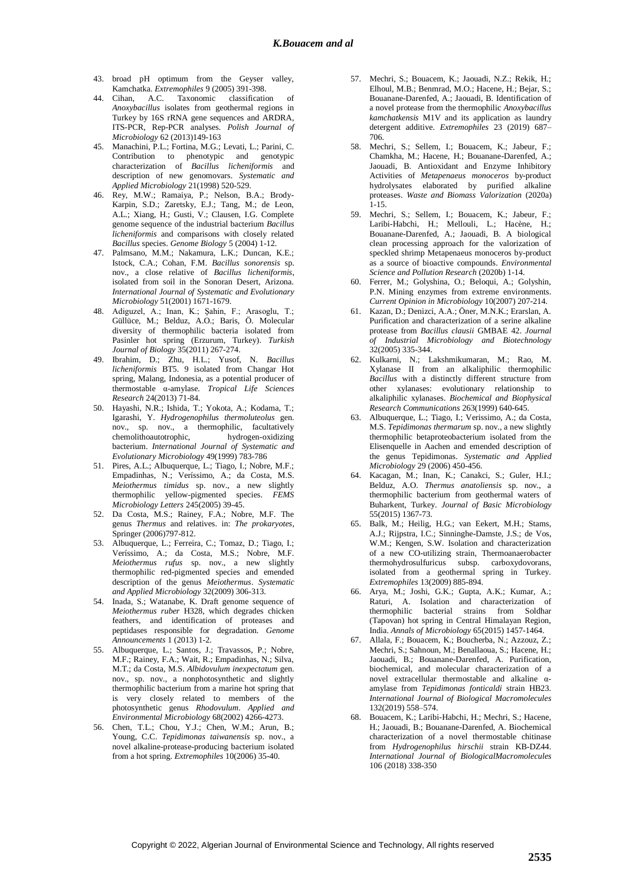43. broad pH optimum from the Geyser valley, Kamchatka. *Extremophiles* 9 (2005) 391-398.
44. Cihan, A.C. Taxonomic classification of *Anoxybacillus* isolates from geothermal regions in Turkey by 16S rRNA gene sequences and ARDRA, ITS-PCR, Rep-PCR analyses. *Polish Journal of Microbiology* 62 (2013)149-163
45. Manachini, P.L.; Fortina, M.G.; Levati, L.; Parini, C. Contribution to phenotypic and genotypic characterization of *Bacillus licheniformis* and description of new genomovars. *Systematic and Applied Microbiology* 21(1998) 520-529.
46. Rey, M.W.; Ramaiya, P.; Nelson, B.A.; Brody-Karpin, S.D.; Zaretsky, E.J.; Tang, M.; de Leon, A.L.; Xiang, H.; Gusti, V.; Clausen, I.G. Complete genome sequence of the industrial bacterium *Bacillus licheniformis* and comparisons with closely related *Bacillus* species. *Genome Biology* 5 (2004) 1-12.
47. Palmsano, M.M.; Nakamura, L.K.; Duncan, K.E.; Istock, C.A.; Cohan, F.M. *Bacillus sonorensis* sp. nov., a close relative of *Bacillus licheniformis*, isolated from soil in the Sonoran Desert, Arizona. *International Journal of Systematic and Evolutionary Microbiology* 51(2001) 1671-1679.
48. Adiguzel, A.; Inan, K.; Şahin, F.; Arasoglu, T.; Güllüce, M.; Belduz, A.O.; Baris, Ö. Molecular diversity of thermophilic bacteria isolated from Pasinler hot spring (Erzurum, Turkey). *Turkish Journal of Biology* 35(2011) 267-274.
49. Ibrahim, D.; Zhu, H.L.; Yusof, N. *Bacillus licheniformis* BT5. 9 isolated from Changar Hot spring, Malang, Indonesia, as a potential producer of thermostable α-amylase. *Tropical Life Sciences Research* 24(2013) 71-84.
50. Hayashi, N.R.; Ishida, T.; Yokota, A.; Kodama, T.; Igarashi, Y. *Hydrogenophilus thermoluteolus* gen. nov., sp. nov., a thermophilic, facultatively chemolithoautotrophic, hydrogen-oxidizing bacterium. *International Journal of Systematic and Evolutionary Microbiology* 49(1999) 783-786
51. Pires, A.L.; Albuquerque, L.; Tiago, I.; Nobre, M.F.; Empadinhas, N.; Veríssimo, A.; da Costa, M.S. *Meiothermus timidus* sp. nov., a new slightly thermophilic yellow-pigmented species. *FEMS Microbiology Letters* 245(2005) 39-45.
52. Da Costa, M.S.; Rainey, F.A.; Nobre, M.F. The genus *Thermus* and relatives. in: *The prokaryotes*, Springer (2006)797-812.
53. Albuquerque, L.; Ferreira, C.; Tomaz, D.; Tiago, I.; Veríssimo, A.; da Costa, M.S.; Nobre, M.F. *Meiothermus rufus* sp. nov., a new slightly thermophilic red-pigmented species and emended description of the genus *Meiothermus*. *Systematic and Applied Microbiology* 32(2009) 306-313.
54. Inada, S.; Watanabe, K. Draft genome sequence of *Meiothermus ruber* H328, which degrades chicken feathers, and identification of proteases and peptidases responsible for degradation. *Genome Announcements* 1 (2013) 1-2.
55. Albuquerque, L.; Santos, J.; Travassos, P.; Nobre, M.F.; Rainey, F.A.; Wait, R.; Empadinhas, N.; Silva, M.T.; da Costa, M.S. *Albidovulum inexpectatum* gen. nov., sp. nov., a nonphotosynthetic and slightly thermophilic bacterium from a marine hot spring that is very closely related to members of the photosynthetic genus *Rhodovulum*. *Applied and Environmental Microbiology* 68(2002) 4266-4273.
56. Chen, T.L.; Chou, Y.J.; Chen, W.M.; Arun, B.; Young, C.C. *Tepidimonas taiwanensis* sp. nov., a novel alkaline-protease-producing bacterium isolated from a hot spring. *Extremophiles* 10(2006) 35-40.
57. Mechri, S.; Bouacem, K.; Jaouadi, N.Z.; Rekik, H.; Elhoul, M.B.; Benmrad, M.O.; Hacene, H.; Bejar, S.; Bouanane-Darenfed, A.; Jaouadi, B. Identification of a novel protease from the thermophilic *Anoxybacillus kamchatkensis* M1V and its application as laundry detergent additive. *Extremophiles* 23 (2019) 687–706.
58. Mechri, S.; Sellem, I.; Bouacem, K.; Jabeur, F.; Chamkha, M.; Hacene, H.; Bouanane-Darenfed, A.; Jaouadi, B. Antioxidant and Enzyme Inhibitory Activities of *Metapenaeus monoceros* by-product hydrolysates elaborated by purified alkaline proteases. *Waste and Biomass Valorization* (2020a) 1-15.
59. Mechri, S.; Sellem, I.; Bouacem, K.; Jabeur, F.; Laribi-Habchi, H.; Mellouli, L.; Hacène, H.; Bouanane-Darenfed, A.; Jaouadi, B. A biological clean processing approach for the valorization of speckled shrimp Metapenaeus monoceros by-product as a source of bioactive compounds. *Environmental Science and Pollution Research* (2020b) 1-14.
60. Ferrer, M.; Golyshina, O.; Beloqui, A.; Golyshin, P.N. Mining enzymes from extreme environments. *Current Opinion in Microbiology* 10(2007) 207-214.
61. Kazan, D.; Denizci, A.A.; Öner, M.N.K.; Erarslan, A. Purification and characterization of a serine alkaline protease from *Bacillus clausii* GMBAE 42. *Journal of Industrial Microbiology and Biotechnology* 32(2005) 335-344.
62. Kulkarni, N.; Lakshmikumaran, M.; Rao, M. Xylanase II from an alkaliphilic thermophilic *Bacillus* with a distinctly different structure from other xylanases: evolutionary relationship to alkaliphilic xylanases. *Biochemical and Biophysical Research Communications* 263(1999) 640-645.
63. Albuquerque, L.; Tiago, I.; Verissimo, A.; da Costa, M.S. *Tepidimonas thermarum* sp. nov., a new slightly thermophilic betaproteobacterium isolated from the Elisenquelle in Aachen and emended description of the genus Tepidimonas. *Systematic and Applied Microbiology* 29 (2006) 450-456.
64. Kacagan, M.; Inan, K.; Canakci, S.; Guler, H.I.; Belduz, A.O. *Thermus anatoliensis* sp. nov., a thermophilic bacterium from geothermal waters of Buharkent, Turkey. *Journal of Basic Microbiology* 55(2015) 1367-73.
65. Balk, M.; Heilig, H.G.; van Eekert, M.H.; Stams, A.J.; Rijpstra, I.C.; Sinninghe-Damste, J.S.; de Vos, W.M.; Kengen, S.W. Isolation and characterization of a new CO-utilizing strain, Thermoanaerobacter thermohydrosulfuricus subsp. carboxydovorans, isolated from a geothermal spring in Turkey. *Extremophiles* 13(2009) 885-894.
66. Arya, M.; Joshi, G.K.; Gupta, A.K.; Kumar, A.; Raturi, A. Isolation and characterization of thermophilic bacterial strains from Soldhar (Tapovan) hot spring in Central Himalayan Region, India. *Annals of Microbiology* 65(2015) 1457-1464.
67. Allala, F.; Bouacem, K.; Boucherba, N.; Azzouz, Z.; Mechri, S.; Sahnoun, M.; Benallaoua, S.; Hacene, H.; Jaouadi, B.; Bouanane-Darenfed, A. Purification, biochemical, and molecular characterization of a novel extracellular thermostable and alkaline α-amylase from *Tepidimonas fonticaldi* strain HB23. *International Journal of Biological Macromolecules* 132(2019) 558–574.
68. Bouacem, K.; Laribi-Habchi, H.; Mechri, S.; Hacene, H.; Jaouadi, B.; Bouanane-Darenfed, A. Biochemical characterization of a novel thermostable chitinase from *Hydrogenophilus hirschii* strain KB-DZ44. *International Journal of BiologicalMacromolecules* 106 (2018) 338-350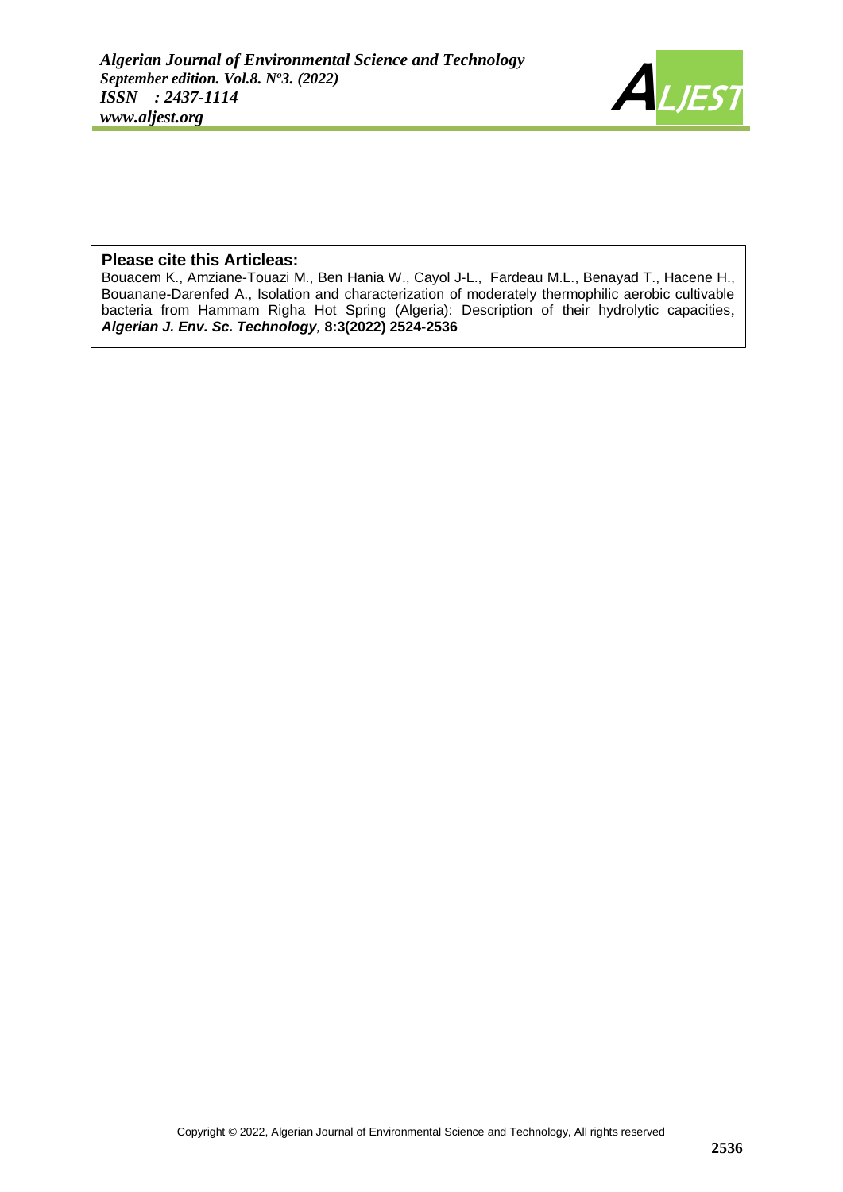**Please cite this Articleas:**

Bouacem K., Amziane-Touazi M., Ben Hania W., Cayol J-L., Fardeau M.L., Benayad T., Hacene H., Bouanane-Darenfed A., Isolation and characterization of moderately thermophilic aerobic cultivable bacteria from Hammam Righa Hot Spring (Algeria): Description of their hydrolytic capacities, ***Algerian J. Env. Sc. Technology*, 8:3(2022) 2524-2536**